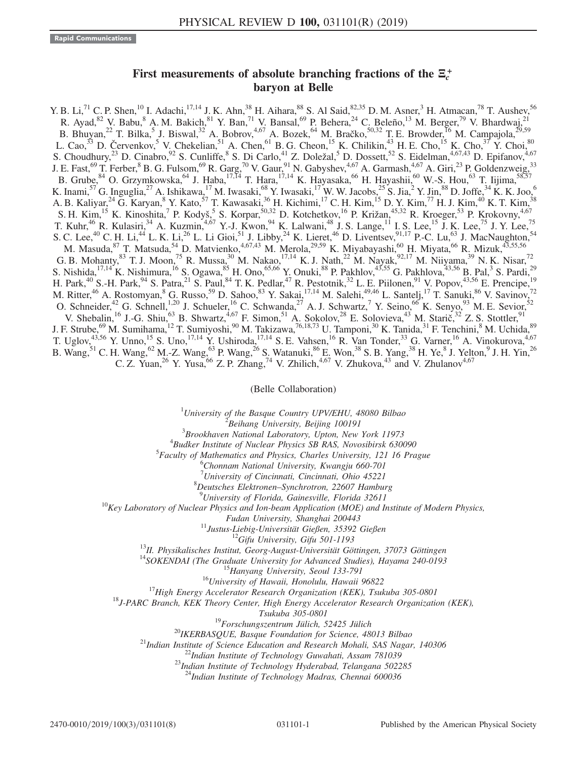Rapid Communications

# First measurements of absolute branching fractions of the $\Xi_c^+$ baryon at Belle

Y. B. Li,[71] C. P. Shen,[10] I. Adachi,[17,14] J. K. Ahn,[38] H. Aihara,[88] S. Al Said,[82,35] D. M. Asner,[3] H. Atmacan,[78] T. Aushev,[56] R. Ayad,[82] V. Babu,[8] A. M. Bakich,[81] Y. Ban,[71] V. Bansal,[69] P. Behera,[24] C. Beleño,[13] M. Berger,[79] V. Bhardwaj,[21] B. Bhuyan,[22] T. Bilka,[5] J. Biswal,[32] A. Bobrov,[4,67] A. Bozek,[64] M. Bračko,[50,32] T. E. Browder,[16] M. Campajola,[29,59] L. Cao,[33] D. Červenkov,[5] V. Chekelian,[51] A. Chen,[61] B. G. Cheon,[15] K. Chilikin,[43] H. E. Cho,[15] K. Cho,[37] Y. Choi,[80] S. Choudhury,[23] D. Cinabro,[92] S. Cunliffe,[8] S. Di Carlo,[41] Z. Doležal,[5] D. Dossett,[52] S. Eidelman,[4,67,43] D. Epifanov,[4,67] J. E. Fast,[69] T. Ferber,[8] B. G. Fulsom,[69] R. Garg,[70] V. Gaur,[91] N. Gabyshev,[4,67] A. Garmash,[4,67] A. Giri,[23] P. Goldenzweig,[33] B. Grube,[84] O. Grzymkowska,[64] J. Haba,[17,14] T. Hara,[17,14] K. Hayasaka,[66] H. Hayashii,[60] W.-S. Hou,[63] T. Iijima,[58,57] K. Inami,[57] G. Inguglia,[27] A. Ishikawa,[17] M. Iwasaki,[68] Y. Iwasaki,[17] W. W. Jacobs,[25] S. Jia,[2] Y. Jin,[88] D. Joffe,[34] K. K. Joo,[6] A. B. Kaliyar,[24] G. Karyan,[8] Y. Kato,[57] T. Kawasaki,[36] H. Kichimi,[17] C. H. Kim,[15] D. Y. Kim,[77] H. J. Kim,[40] K. T. Kim,[38] S. H. Kim,[15] K. Kinoshita,[7] P. Kodyš,[5] S. Korpar,[50,32] D. Kotchetkov,[16] P. Križan,[45,32] R. Kroeger,[53] P. Krokovny,[4,67] T. Kuhr,[46] R. Kulasiri,[34] A. Kuzmin,[4,67] Y.-J. Kwon,[94] K. Lalwani,[48] J. S. Lange,[11] I. S. Lee,[15] J. K. Lee,[75] J. Y. Lee,[75] S. C. Lee,[40] C. H. Li,[44] L. K. Li,[26] L. Li Gioi,[51] J. Libby,[24] K. Lieret,[46] D. Liventsev,[91,17] P.-C. Lu,[63] J. MacNaughton,[54] M. Masuda,[87] T. Matsuda,[54] D. Matvienko,[4,67,43] M. Merola,[29,59] K. Miyabayashi,[60] H. Miyata,[66] R. Mizuk,[43,55,56] G. B. Mohanty,[83] T. J. Moon,[75] R. Mussa,[30] M. Nakao,[17,14] K. J. Nath,[22] M. Nayak,[92,17] M. Niiyama,[39] N. K. Nisar,[72] S. Nishida,[17,14] K. Nishimura,[16] S. Ogawa,[85] H. Ono,[65,66] Y. Onuki,[88] P. Pakhlov,[43,55] G. Pakhlova,[43,56] B. Pal,[3] S. Pardi,[29] H. Park,[40] S.-H. Park,[94] S. Patra,[21] S. Paul,[84] T. K. Pedlar,[47] R. Pestotnik,[32] L. E. Piilonen,[91] V. Popov,[43,56] E. Prencipe,[19] M. Ritter,[46] A. Rostomyan,[8] G. Russo,[59] D. Sahoo,[83] Y. Sakai,[17,14] M. Salehi,[49,46] L. Santelj,[17] T. Sanuki,[86] V. Savinov,[72] O. Schneider,[42] G. Schnell,[1,20] J. Schueler,[16] C. Schwanda,[27] A. J. Schwartz,[7] Y. Seino,[66] K. Senyo,[93] M. E. Sevior,[52] V. Shebalin,[16] J.-G. Shiu,[63] B. Shwartz,[4,67] F. Simon,[51] A. Sokolov,[28] E. Solovieva,[43] M. Starič,[32] Z. S. Stottler,[91] J. F. Strube,[69] M. Sumihama,[12] T. Sumiyoshi,[90] M. Takizawa,[76,18,73] U. Tamponi,[30] K. Tanida,[31] F. Tenchini,[8] M. Uchida,[89] T. Uglov,[43,56] Y. Unno,[15] S. Uno,[17,14] Y. Ushiroda,[17,14] S. E. Vahsen,[16] R. Van Tonder,[33] G. Varner,[16] A. Vinokurova,[4,67] B. Wang,[51] C. H. Wang,[62] M.-Z. Wang,[63] P. Wang,[26] S. Watanuki,[86] E. Won,[38] S. B. Yang,[38] H. Ye,[8] J. Yelton,[9] J. H. Yin,[26] C. Z. Yuan,[26] Y. Yusa,[66] Z. P. Zhang,[74] V. Zhilich,[4,67] V. Zhukova,[43] and V. Zhulanov[4,67]

(Belle Collaboration)

[1] *University of the Basque Country UPV/EHU, 48080 Bilbao*
[2] *Beihang University, Beijing 100191*
[3] *Brookhaven National Laboratory, Upton, New York 11973*
[4] *Budker Institute of Nuclear Physics SB RAS, Novosibirsk 630090*
[5] *Faculty of Mathematics and Physics, Charles University, 121 16 Prague*
[6] *Chonnam National University, Kwangju 660-701*
[7] *University of Cincinnati, Cincinnati, Ohio 45221*
[8] *Deutsches Elektronen–Synchrotron, 22607 Hamburg*
[9] *University of Florida, Gainesville, Florida 32611*
[10] *Key Laboratory of Nuclear Physics and Ion-beam Application (MOE) and Institute of Modern Physics, Fudan University, Shanghai 200443*
[11] *Justus-Liebig-Universität Gießen, 35392 Gießen*
[12] *Gifu University, Gifu 501-1193*
[13] *II. Physikalisches Institut, Georg-August-Universität Göttingen, 37073 Göttingen*
[14] *SOKENDAI (The Graduate University for Advanced Studies), Hayama 240-0193*
[15] *Hanyang University, Seoul 133-791*
[16] *University of Hawaii, Honolulu, Hawaii 96822*
[17] *High Energy Accelerator Research Organization (KEK), Tsukuba 305-0801*
[18] *J-PARC Branch, KEK Theory Center, High Energy Accelerator Research Organization (KEK), Tsukuba 305-0801*
[19] *Forschungszentrum Jülich, 52425 Jülich*
[20] *IKERBASQUE, Basque Foundation for Science, 48013 Bilbao*
[21] *Indian Institute of Science Education and Research Mohali, SAS Nagar, 140306*
[22] *Indian Institute of Technology Guwahati, Assam 781039*
[23] *Indian Institute of Technology Hyderabad, Telangana 502285*
[24] *Indian Institute of Technology Madras, Chennai 600036*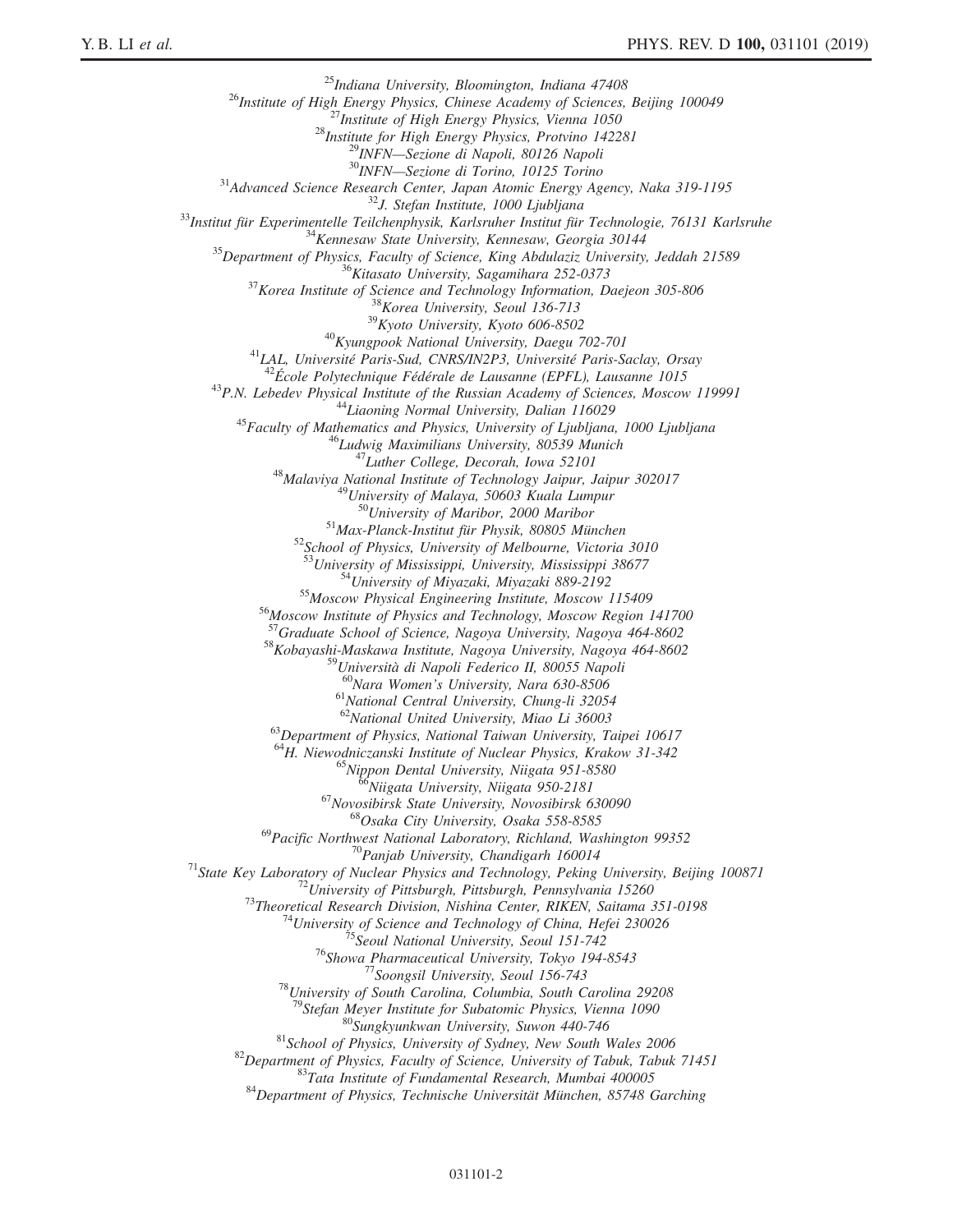[25]*Indiana University, Bloomington, Indiana 47408*
[26]*Institute of High Energy Physics, Chinese Academy of Sciences, Beijing 100049*
[27]*Institute of High Energy Physics, Vienna 1050*
[28]*Institute for High Energy Physics, Protvino 142281*
[29]*INFN—Sezione di Napoli, 80126 Napoli*
[30]*INFN—Sezione di Torino, 10125 Torino*
[31]*Advanced Science Research Center, Japan Atomic Energy Agency, Naka 319-1195*
[32]*J. Stefan Institute, 1000 Ljubljana*
[33]*Institut für Experimentelle Teilchenphysik, Karlsruher Institut für Technologie, 76131 Karlsruhe*
[34]*Kennesaw State University, Kennesaw, Georgia 30144*
[35]*Department of Physics, Faculty of Science, King Abdulaziz University, Jeddah 21589*
[36]*Kitasato University, Sagamihara 252-0373*
[37]*Korea Institute of Science and Technology Information, Daejeon 305-806*
[38]*Korea University, Seoul 136-713*
[39]*Kyoto University, Kyoto 606-8502*
[40]*Kyungpook National University, Daegu 702-701*
[41]*LAL, Université Paris-Sud, CNRS/IN2P3, Université Paris-Saclay, Orsay*
[42]*École Polytechnique Fédérale de Lausanne (EPFL), Lausanne 1015*
[43]*P.N. Lebedev Physical Institute of the Russian Academy of Sciences, Moscow 119991*
[44]*Liaoning Normal University, Dalian 116029*
[45]*Faculty of Mathematics and Physics, University of Ljubljana, 1000 Ljubljana*
[46]*Ludwig Maximilians University, 80539 Munich*
[47]*Luther College, Decorah, Iowa 52101*
[48]*Malaviya National Institute of Technology Jaipur, Jaipur 302017*
[49]*University of Malaya, 50603 Kuala Lumpur*
[50]*University of Maribor, 2000 Maribor*
[51]*Max-Planck-Institut für Physik, 80805 München*
[52]*School of Physics, University of Melbourne, Victoria 3010*
[53]*University of Mississippi, University, Mississippi 38677*
[54]*University of Miyazaki, Miyazaki 889-2192*
[55]*Moscow Physical Engineering Institute, Moscow 115409*
[56]*Moscow Institute of Physics and Technology, Moscow Region 141700*
[57]*Graduate School of Science, Nagoya University, Nagoya 464-8602*
[58]*Kobayashi-Maskawa Institute, Nagoya University, Nagoya 464-8602*
[59]*Università di Napoli Federico II, 80055 Napoli*
[60]*Nara Women's University, Nara 630-8506*
[61]*National Central University, Chung-li 32054*
[62]*National United University, Miao Li 36003*
[63]*Department of Physics, National Taiwan University, Taipei 10617*
[64]*H. Niewodniczanski Institute of Nuclear Physics, Krakow 31-342*
[65]*Nippon Dental University, Niigata 951-8580*
[66]*Niigata University, Niigata 950-2181*
[67]*Novosibirsk State University, Novosibirsk 630090*
[68]*Osaka City University, Osaka 558-8585*
[69]*Pacific Northwest National Laboratory, Richland, Washington 99352*
[70]*Panjab University, Chandigarh 160014*
[71]*State Key Laboratory of Nuclear Physics and Technology, Peking University, Beijing 100871*
[72]*University of Pittsburgh, Pittsburgh, Pennsylvania 15260*
[73]*Theoretical Research Division, Nishina Center, RIKEN, Saitama 351-0198*
[74]*University of Science and Technology of China, Hefei 230026*
[75]*Seoul National University, Seoul 151-742*
[76]*Showa Pharmaceutical University, Tokyo 194-8543*
[77]*Soongsil University, Seoul 156-743*
[78]*University of South Carolina, Columbia, South Carolina 29208*
[79]*Stefan Meyer Institute for Subatomic Physics, Vienna 1090*
[80]*Sungkyunkwan University, Suwon 440-746*
[81]*School of Physics, University of Sydney, New South Wales 2006*
[82]*Department of Physics, Faculty of Science, University of Tabuk, Tabuk 71451*
[83]*Tata Institute of Fundamental Research, Mumbai 400005*
[84]*Department of Physics, Technische Universität München, 85748 Garching*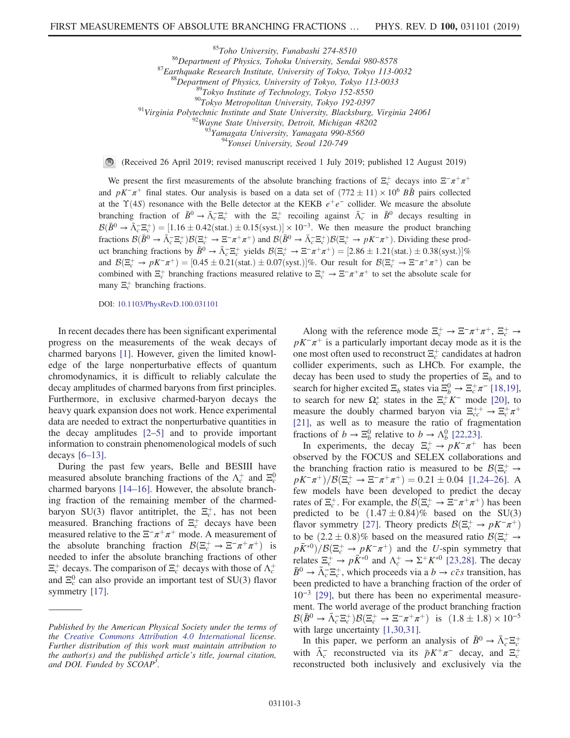[85]Toho University, Funabashi 274-8510
[86]Department of Physics, Tohoku University, Sendai 980-8578
[87]Earthquake Research Institute, University of Tokyo, Tokyo 113-0032
[88]Department of Physics, University of Tokyo, Tokyo 113-0033
[89]Tokyo Institute of Technology, Tokyo 152-8550
[90]Tokyo Metropolitan University, Tokyo 192-0397
[91]Virginia Polytechnic Institute and State University, Blacksburg, Virginia 24061
[92]Wayne State University, Detroit, Michigan 48202
[93]Yamagata University, Yamagata 990-8560
[94]Yonsei University, Seoul 120-749

(Received 26 April 2019; revised manuscript received 1 July 2019; published 12 August 2019)

We present the first measurements of the absolute branching fractions of $\Xi_c^+$ decays into $\Xi^-\pi^+\pi^+$ and $pK^-\pi^+$ final states. Our analysis is based on a data set of $(772 \pm 11) \times 10^6$ $B\bar{B}$ pairs collected at the $\Upsilon(4S)$ resonance with the Belle detector at the KEKB $e^+e^-$ collider. We measure the absolute branching fraction of $\bar{B}^0 \to \bar{\Lambda}_c^- \Xi_c^+$ with the $\Xi_c^+$ recoiling against $\bar{\Lambda}_c^-$ in $\bar{B}^0$ decays resulting in $\mathcal{B}(\bar{B}^0 \to \bar{\Lambda}_c^- \Xi_c^+) = [1.16 \pm 0.42(\mathrm{stat.}) \pm 0.15(\mathrm{syst.})] \times 10^{-3}$. We then measure the product branching fractions $\mathcal{B}(\bar{B}^0 \to \bar{\Lambda}_c^- \Xi_c^+)\mathcal{B}(\Xi_c^+ \to \Xi^-\pi^+\pi^+)$ and $\mathcal{B}(\bar{B}^0 \to \bar{\Lambda}_c^- \Xi_c^+)\mathcal{B}(\Xi_c^+ \to pK^-\pi^+)$. Dividing these product branching fractions by $\bar{B}^0 \to \bar{\Lambda}_c^- \Xi_c^+$ yields $\mathcal{B}(\Xi_c^+ \to \Xi^-\pi^+\pi^+) = [2.86 \pm 1.21(\mathrm{stat.}) \pm 0.38(\mathrm{syst.})]\%$ and $\mathcal{B}(\Xi_c^+ \to pK^-\pi^+) = [0.45 \pm 0.21(\mathrm{stat.}) \pm 0.07(\mathrm{syst.})]\%$. Our result for $\mathcal{B}(\Xi_c^+ \to \Xi^-\pi^+\pi^+)$ can be combined with $\Xi_c^+$ branching fractions measured relative to $\Xi_c^+ \to \Xi^-\pi^+\pi^+$ to set the absolute scale for many $\Xi_c^+$ branching fractions.

DOI: 10.1103/PhysRevD.100.031101

In recent decades there has been significant experimental progress on the measurements of the weak decays of charmed baryons [1]. However, given the limited knowledge of the large nonperturbative effects of quantum chromodynamics, it is difficult to reliably calculate the decay amplitudes of charmed baryons from first principles. Furthermore, in exclusive charmed-baryon decays the heavy quark expansion does not work. Hence experimental data are needed to extract the nonperturbative quantities in the decay amplitudes [2–5] and to provide important information to constrain phenomenological models of such decays [6–13].

During the past few years, Belle and BESIII have measured absolute branching fractions of the $\Lambda_c^+$ and $\Xi_c^0$ charmed baryons [14–16]. However, the absolute branching fraction of the remaining member of the charmed-baryon SU(3) flavor antitriplet, the $\Xi_c^+$, has not been measured. Branching fractions of $\Xi_c^+$ decays have been measured relative to the $\Xi^-\pi^+\pi^+$ mode. A measurement of the absolute branching fraction $\mathcal{B}(\Xi_c^+ \to \Xi^-\pi^+\pi^+)$ is needed to infer the absolute branching fractions of other $\Xi_c^+$ decays. The comparison of $\Xi_c^+$ decays with those of $\Lambda_c^+$ and $\Xi_c^0$ can also provide an important test of SU(3) flavor symmetry [17].

*Published by the American Physical Society under the terms of the Creative Commons Attribution 4.0 International license. Further distribution of this work must maintain attribution to the author(s) and the published article's title, journal citation, and DOI. Funded by SCOAP[3].*

Along with the reference mode $\Xi_c^+ \to \Xi^-\pi^+\pi^+$, $\Xi_c^+ \to pK^-\pi^+$ is a particularly important decay mode as it is the one most often used to reconstruct $\Xi_c^+$ candidates at hadron collider experiments, such as LHCb. For example, the decay has been used to study the properties of $\Xi_b$ and to search for higher excited $\Xi_b$ states via $\Xi_b^0 \to \Xi_c^+\pi^-$ [18,19], to search for new $\Omega_c^*$ states in the $\Xi_c^+K^-$ mode [20], to measure the doubly charmed baryon via $\Xi_{cc}^{++} \to \Xi_c^+\pi^+$ [21], as well as to measure the ratio of fragmentation fractions of $b \to \Xi_b^0$ relative to $b \to \Lambda_b^0$ [22,23].

In experiments, the decay $\Xi_c^+ \to pK^-\pi^+$ has been observed by the FOCUS and SELEX collaborations and the branching fraction ratio is measured to be $\mathcal{B}(\Xi_c^+ \to pK^-\pi^+)/\mathcal{B}(\Xi_c^+ \to \Xi^-\pi^+\pi^+) = 0.21 \pm 0.04$ [1,24–26]. A few models have been developed to predict the decay rates of $\Xi_c^+$. For example, the $\mathcal{B}(\Xi_c^+ \to \Xi^-\pi^+\pi^+)$ has been predicted to be $(1.47 \pm 0.84)\%$ based on the SU(3) flavor symmetry [27]. Theory predicts $\mathcal{B}(\Xi_c^+ \to pK^-\pi^+)$ to be $(2.2 \pm 0.8)\%$ based on the measured ratio $\mathcal{B}(\Xi_c^+ \to p\bar{K}^{*0})/\mathcal{B}(\Xi_c^+ \to pK^-\pi^+)$ and the $U$-spin symmetry that relates $\Xi_c^+ \to p\bar{K}^{*0}$ and $\Lambda_c^+ \to \Sigma^+K^{*0}$ [23,28]. The decay $\bar{B}^0 \to \bar{\Lambda}_c^- \Xi_c^+$, which proceeds via a $b \to c\bar{c}s$ transition, has been predicted to have a branching fraction of the order of $10^{-3}$ [29], but there has been no experimental measurement. The world average of the product branching fraction $\mathcal{B}(\bar{B}^0 \to \bar{\Lambda}_c^- \Xi_c^+)\mathcal{B}(\Xi_c^+ \to \Xi^-\pi^+\pi^+)$ is $(1.8 \pm 1.8) \times 10^{-5}$ with large uncertainty [1,30,31].

In this paper, we perform an analysis of $\bar{B}^0 \to \bar{\Lambda}_c^- \Xi_c^+$ with $\bar{\Lambda}_c^-$ reconstructed via its $\bar{p}K^+\pi^-$ decay, and $\Xi_c^+$ reconstructed both inclusively and exclusively via the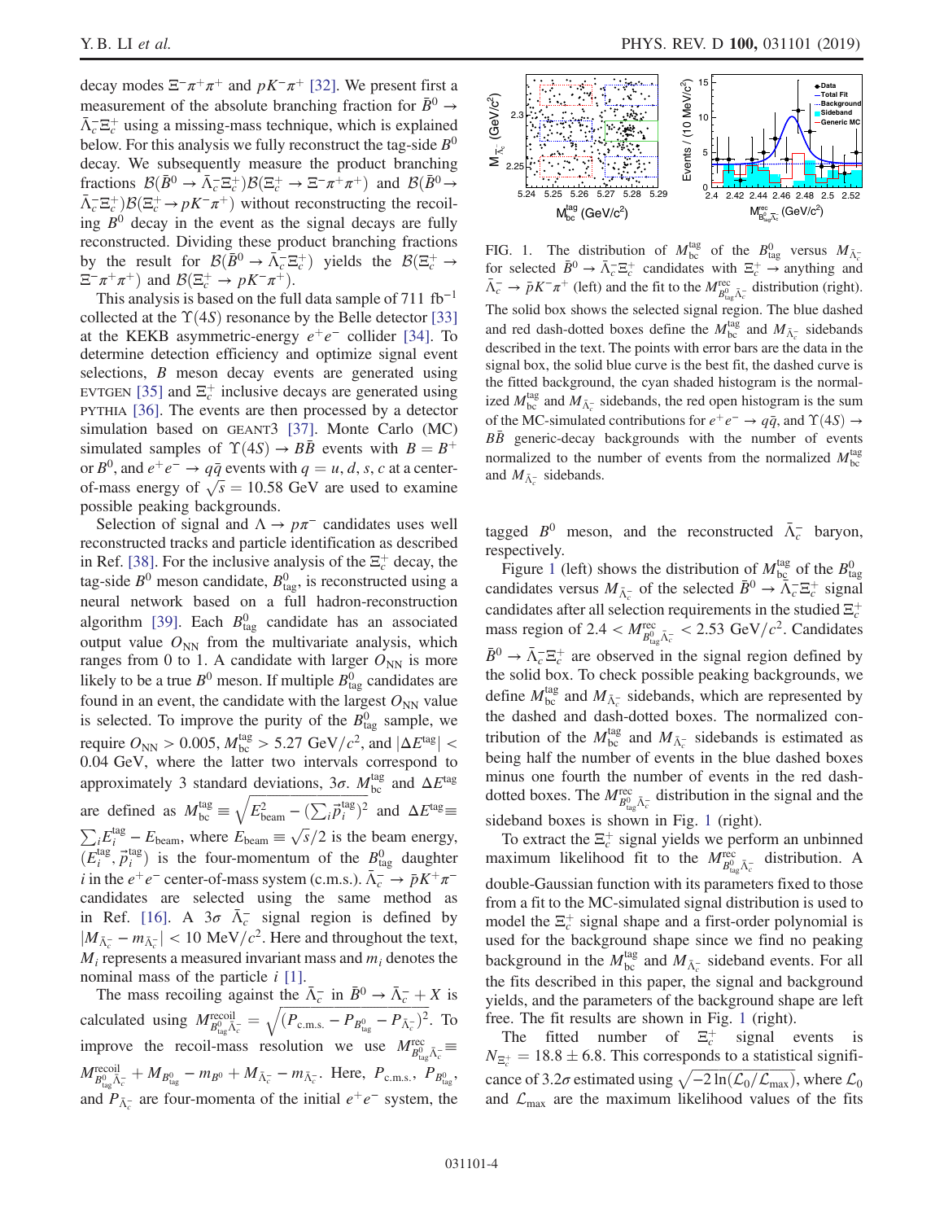decay modes $\Xi^-\pi^+\pi^+$ and $pK^-\pi^+$ [32]. We present first a measurement of the absolute branching fraction for $\bar{B}^0 \to \bar{\Lambda}_c^-\Xi_c^+$ using a missing-mass technique, which is explained below. For this analysis we fully reconstruct the tag-side $B^0$ decay. We subsequently measure the product branching fractions $\mathcal{B}(\bar{B}^0 \to \bar{\Lambda}_c^-\Xi_c^+)\mathcal{B}(\Xi_c^+ \to \Xi^-\pi^+\pi^+)$ and $\mathcal{B}(\bar{B}^0 \to \bar{\Lambda}_c^-\Xi_c^+)\mathcal{B}(\Xi_c^+ \to pK^-\pi^+)$ without reconstructing the recoiling $B^0$ decay in the event as the signal decays are fully reconstructed. Dividing these product branching fractions by the result for $\mathcal{B}(\bar{B}^0 \to \bar{\Lambda}_c^-\Xi_c^+)$ yields the $\mathcal{B}(\Xi_c^+ \to \Xi^-\pi^+\pi^+)$ and $\mathcal{B}(\Xi_c^+ \to pK^-\pi^+)$.

This analysis is based on the full data sample of 711 $\mathrm{fb}^{-1}$ collected at the $\Upsilon(4S)$ resonance by the Belle detector [33] at the KEKB asymmetric-energy $e^+e^-$ collider [34]. To determine detection efficiency and optimize signal event selections, $B$ meson decay events are generated using EVTGEN [35] and $\Xi_c^+$ inclusive decays are generated using PYTHIA [36]. The events are then processed by a detector simulation based on GEANT3 [37]. Monte Carlo (MC) simulated samples of $\Upsilon(4S) \to B\bar{B}$ events with $B = B^+$ or $B^0$, and $e^+e^- \to q\bar{q}$ events with $q = u, d, s, c$ at a center-of-mass energy of $\sqrt{s} = 10.58$ GeV are used to examine possible peaking backgrounds.

Selection of signal and $\Lambda \to p\pi^-$ candidates uses well reconstructed tracks and particle identification as described in Ref. [38]. For the inclusive analysis of the $\Xi_c^+$ decay, the tag-side $B^0$ meson candidate, $B^0_{\mathrm{tag}}$, is reconstructed using a neural network based on a full hadron-reconstruction algorithm [39]. Each $B^0_{\mathrm{tag}}$ candidate has an associated output value $O_{\mathrm{NN}}$ from the multivariate analysis, which ranges from 0 to 1. A candidate with larger $O_{\mathrm{NN}}$ is more likely to be a true $B^0$ meson. If multiple $B^0_{\mathrm{tag}}$ candidates are found in an event, the candidate with the largest $O_{\mathrm{NN}}$ value is selected. To improve the purity of the $B^0_{\mathrm{tag}}$ sample, we require $O_{\mathrm{NN}} > 0.005$, $M_{\mathrm{bc}}^{\mathrm{tag}} > 5.27$ GeV$/c^2$, and $|\Delta E^{\mathrm{tag}}| < 0.04$ GeV, where the latter two intervals correspond to approximately 3 standard deviations, $3\sigma$. $M_{\mathrm{bc}}^{\mathrm{tag}}$ and $\Delta E^{\mathrm{tag}}$ are defined as $M_{\mathrm{bc}}^{\mathrm{tag}} \equiv \sqrt{E_{\mathrm{beam}}^2 - (\sum_i \vec{p}_i^{\,\mathrm{tag}})^2}$ and $\Delta E^{\mathrm{tag}} \equiv \sum_i E_i^{\mathrm{tag}} - E_{\mathrm{beam}}$, where $E_{\mathrm{beam}} \equiv \sqrt{s}/2$ is the beam energy, $(E_i^{\mathrm{tag}}, \vec{p}_i^{\,\mathrm{tag}})$ is the four-momentum of the $B^0_{\mathrm{tag}}$ daughter $i$ in the $e^+e^-$ center-of-mass system (c.m.s.). $\bar{\Lambda}_c^- \to \bar{p}K^+\pi^-$ candidates are selected using the same method as in Ref. [16]. A $3\sigma$ $\bar{\Lambda}_c^-$ signal region is defined by $|M_{\bar{\Lambda}_c^-} - m_{\bar{\Lambda}_c^-}| < 10$ MeV$/c^2$. Here and throughout the text, $M_i$ represents a measured invariant mass and $m_i$ denotes the nominal mass of the particle $i$ [1].

The mass recoiling against the $\bar{\Lambda}_c^-$ in $\bar{B}^0 \to \bar{\Lambda}_c^- + X$ is calculated using $M^{\mathrm{recoil}}_{B^0_{\mathrm{tag}}\bar{\Lambda}_c^-} = \sqrt{(P_{\mathrm{c.m.s.}} - P_{B^0_{\mathrm{tag}}} - P_{\bar{\Lambda}_c^-})^2}$. To improve the recoil-mass resolution we use $M^{\mathrm{rec}}_{B^0_{\mathrm{tag}}\bar{\Lambda}_c^-} \equiv M^{\mathrm{recoil}}_{B^0_{\mathrm{tag}}\bar{\Lambda}_c^-} + M_{B^0_{\mathrm{tag}}} - m_{B^0} + M_{\bar{\Lambda}_c^-} - m_{\bar{\Lambda}_c^-}$. Here, $P_{\mathrm{c.m.s.}}$, $P_{B^0_{\mathrm{tag}}}$, and $P_{\bar{\Lambda}_c^-}$ are four-momenta of the initial $e^+e^-$ system, the tagged $B^0$ meson, and the reconstructed $\bar{\Lambda}_c^-$ baryon, respectively.

FIG. 1. The distribution of $M_{\mathrm{bc}}^{\mathrm{tag}}$ of the $B^0_{\mathrm{tag}}$ versus $M_{\bar{\Lambda}_c^-}$ for selected $\bar{B}^0 \to \bar{\Lambda}_c^-\Xi_c^+$ candidates with $\Xi_c^+ \to$ anything and $\bar{\Lambda}_c^- \to \bar{p}K^-\pi^+$ (left) and the fit to the $M^{\mathrm{rec}}_{B^0_{\mathrm{tag}}\bar{\Lambda}_c^-}$ distribution (right). The solid box shows the selected signal region. The blue dashed and red dash-dotted boxes define the $M_{\mathrm{bc}}^{\mathrm{tag}}$ and $M_{\bar{\Lambda}_c^-}$ sidebands described in the text. The points with error bars are the data in the signal box, the solid blue curve is the best fit, the dashed curve is the fitted background, the cyan shaded histogram is the normalized $M_{\mathrm{bc}}^{\mathrm{tag}}$ and $M_{\bar{\Lambda}_c^-}$ sidebands, the red open histogram is the sum of the MC-simulated contributions for $e^+e^- \to q\bar{q}$, and $\Upsilon(4S) \to B\bar{B}$ generic-decay backgrounds with the number of events normalized to the number of events from the normalized $M_{\mathrm{bc}}^{\mathrm{tag}}$ and $M_{\bar{\Lambda}_c^-}$ sidebands.

Figure 1 (left) shows the distribution of $M_{\mathrm{bc}}^{\mathrm{tag}}$ of the $B^0_{\mathrm{tag}}$ candidates versus $M_{\bar{\Lambda}_c^-}$ of the selected $\bar{B}^0 \to \bar{\Lambda}_c^-\Xi_c^+$ signal candidates after all selection requirements in the studied $\Xi_c^+$ mass region of $2.4 < M^{\mathrm{rec}}_{B^0_{\mathrm{tag}}\bar{\Lambda}_c^-} < 2.53$ GeV$/c^2$. Candidates $\bar{B}^0 \to \bar{\Lambda}_c^-\Xi_c^+$ are observed in the signal region defined by the solid box. To check possible peaking backgrounds, we define $M_{\mathrm{bc}}^{\mathrm{tag}}$ and $M_{\bar{\Lambda}_c^-}$ sidebands, which are represented by the dashed and dash-dotted boxes. The normalized contribution of the $M_{\mathrm{bc}}^{\mathrm{tag}}$ and $M_{\bar{\Lambda}_c^-}$ sidebands is estimated as being half the number of events in the blue dashed boxes minus one fourth the number of events in the red dash-dotted boxes. The $M^{\mathrm{rec}}_{B^0_{\mathrm{tag}}\bar{\Lambda}_c^-}$ distribution in the signal and the sideband boxes is shown in Fig. 1 (right).

To extract the $\Xi_c^+$ signal yields we perform an unbinned maximum likelihood fit to the $M^{\mathrm{rec}}_{B^0_{\mathrm{tag}}\bar{\Lambda}_c^-}$ distribution. A double-Gaussian function with its parameters fixed to those from a fit to the MC-simulated signal distribution is used to model the $\Xi_c^+$ signal shape and a first-order polynomial is used for the background shape since we find no peaking background in the $M_{\mathrm{bc}}^{\mathrm{tag}}$ and $M_{\bar{\Lambda}_c^-}$ sideband events. For all the fits described in this paper, the signal and background yields, and the parameters of the background shape are left free. The fit results are shown in Fig. 1 (right).

The fitted number of $\Xi_c^+$ signal events is $N_{\Xi_c^+} = 18.8 \pm 6.8$. This corresponds to a statistical significance of $3.2\sigma$ estimated using $\sqrt{-2\ln(\mathcal{L}_0/\mathcal{L}_{\mathrm{max}})}$, where $\mathcal{L}_0$ and $\mathcal{L}_{\mathrm{max}}$ are the maximum likelihood values of the fits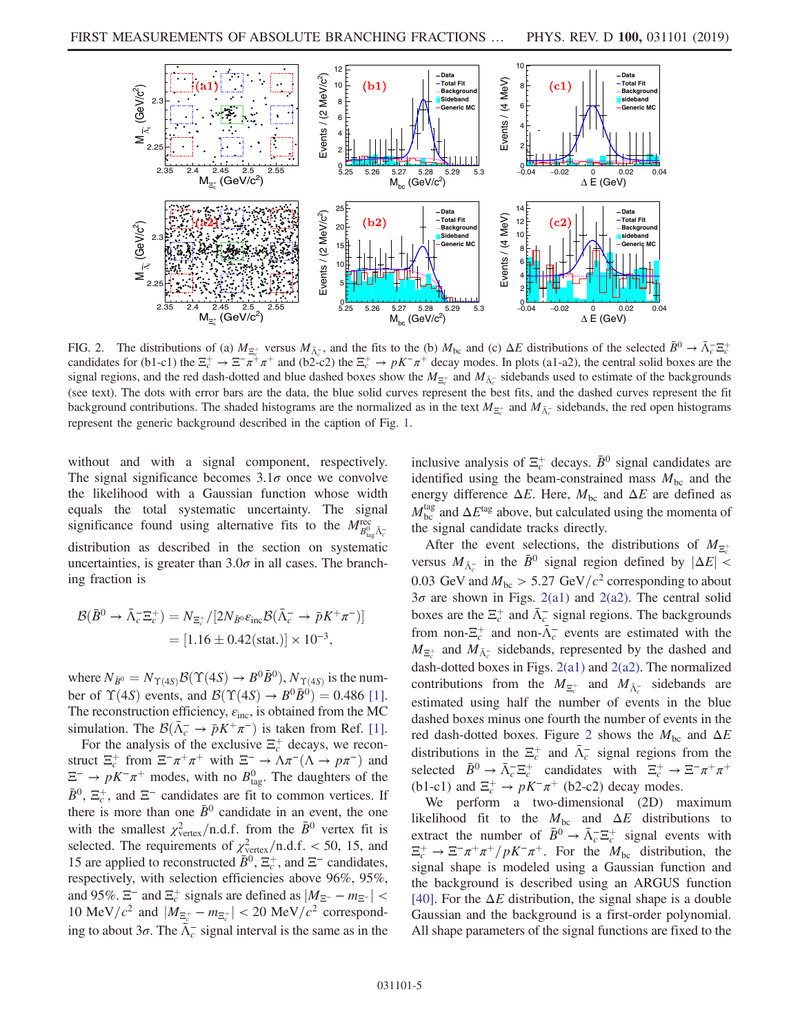FIG. 2. The distributions of (a) $M_{\Xi_c^+}$ versus $M_{\bar{\Lambda}_c^-}$, and the fits to the (b) $M_{\rm bc}$ and (c) $\Delta E$ distributions of the selected $\bar{B}^0 \to \bar{\Lambda}_c^- \Xi_c^+$ candidates for (b1-c1) the $\Xi_c^+ \to \Xi^- \pi^+ \pi^+$ and (b2-c2) the $\Xi_c^+ \to pK^-\pi^+$ decay modes. In plots (a1-a2), the central solid boxes are the signal regions, and the red dash-dotted and blue dashed boxes show the $M_{\Xi_c^+}$ and $M_{\bar{\Lambda}_c^-}$ sidebands used to estimate of the backgrounds (see text). The dots with error bars are the data, the blue solid curves represent the best fits, and the dashed curves represent the fit background contributions. The shaded histograms are the normalized as in the text $M_{\Xi_c^+}$ and $M_{\bar{\Lambda}_c^-}$ sidebands, the red open histograms represent the generic background described in the caption of Fig. 1.

without and with a signal component, respectively. The signal significance becomes $3.1\sigma$ once we convolve the likelihood with a Gaussian function whose width equals the total systematic uncertainty. The signal significance found using alternative fits to the $M^{\rm rec}_{B^0_{\rm tag}\bar{\Lambda}_c^-}$ distribution as described in the section on systematic uncertainties, is greater than $3.0\sigma$ in all cases. The branching fraction is

$$\mathcal{B}(\bar{B}^0 \to \bar{\Lambda}_c^- \Xi_c^+) = N_{\Xi_c^+}/[2N_{\bar{B}^0}\varepsilon_{\rm inc}\mathcal{B}(\bar{\Lambda}_c^- \to \bar{p}K^+\pi^-)]$$
$$= [1.16 \pm 0.42({\rm stat.})] \times 10^{-3},$$

where $N_{\bar{B}^0} = N_{\Upsilon(4S)}\mathcal{B}(\Upsilon(4S) \to B^0\bar{B}^0)$, $N_{\Upsilon(4S)}$ is the number of $\Upsilon(4S)$ events, and $\mathcal{B}(\Upsilon(4S) \to B^0\bar{B}^0) = 0.486$ [1]. The reconstruction efficiency, $\varepsilon_{\rm inc}$, is obtained from the MC simulation. The $\mathcal{B}(\bar{\Lambda}_c^- \to \bar{p}K^+\pi^-)$ is taken from Ref. [1].

For the analysis of the exclusive $\Xi_c^+$ decays, we reconstruct $\Xi_c^+$ from $\Xi^-\pi^+\pi^+$ with $\Xi^- \to \Lambda\pi^-(\Lambda \to p\pi^-)$ and $\Xi^- \to pK^-\pi^+$ modes, with no $B^0_{\rm tag}$. The daughters of the $\bar{B}^0$, $\Xi_c^+$, and $\Xi^-$ candidates are fit to common vertices. If there is more than one $\bar{B}^0$ candidate in an event, the one with the smallest $\chi^2_{\rm vertex}$/n.d.f. from the $\bar{B}^0$ vertex fit is selected. The requirements of $\chi^2_{\rm vertex}$/n.d.f. $< 50$, 15, and 15 are applied to reconstructed $\bar{B}^0$, $\Xi_c^+$, and $\Xi^-$ candidates, respectively, with selection efficiencies above 96%, 95%, and 95%. $\Xi^-$ and $\Xi_c^+$ signals are defined as $|M_{\Xi^-} - m_{\Xi^-}| < 10$ MeV/$c^2$ and $|M_{\Xi_c^+} - m_{\Xi_c^+}| < 20$ MeV/$c^2$ corresponding to about $3\sigma$. The $\bar{\Lambda}_c^-$ signal interval is the same as in the inclusive analysis of $\Xi_c^+$ decays. $\bar{B}^0$ signal candidates are identified using the beam-constrained mass $M_{\rm bc}$ and the energy difference $\Delta E$. Here, $M_{\rm bc}$ and $\Delta E$ are defined as $M_{\rm bc}^{\rm tag}$ and $\Delta E^{\rm tag}$ above, but calculated using the momenta of the signal candidate tracks directly.

After the event selections, the distributions of $M_{\Xi_c^+}$ versus $M_{\bar{\Lambda}_c^-}$ in the $\bar{B}^0$ signal region defined by $|\Delta E| < 0.03$ GeV and $M_{\rm bc} > 5.27$ GeV/$c^2$ corresponding to about $3\sigma$ are shown in Figs. 2(a1) and 2(a2). The central solid boxes are the $\Xi_c^+$ and $\bar{\Lambda}_c^-$ signal regions. The backgrounds from non-$\Xi_c^+$ and non-$\bar{\Lambda}_c^-$ events are estimated with the $M_{\Xi_c^+}$ and $M_{\bar{\Lambda}_c^-}$ sidebands, represented by the dashed and dash-dotted boxes in Figs. 2(a1) and 2(a2). The normalized contributions from the $M_{\Xi_c^+}$ and $M_{\bar{\Lambda}_c^-}$ sidebands are estimated using half the number of events in the blue dashed boxes minus one fourth the number of events in the red dash-dotted boxes. Figure 2 shows the $M_{\rm bc}$ and $\Delta E$ distributions in the $\Xi_c^+$ and $\bar{\Lambda}_c^-$ signal regions from the selected $\bar{B}^0 \to \bar{\Lambda}_c^- \Xi_c^+$ candidates with $\Xi_c^+ \to \Xi^-\pi^+\pi^+$ (b1-c1) and $\Xi_c^+ \to pK^-\pi^+$ (b2-c2) decay modes.

We perform a two-dimensional (2D) maximum likelihood fit to the $M_{\rm bc}$ and $\Delta E$ distributions to extract the number of $\bar{B}^0 \to \bar{\Lambda}_c^- \Xi_c^+$ signal events with $\Xi_c^+ \to \Xi^-\pi^+\pi^+/pK^-\pi^+$. For the $M_{\rm bc}$ distribution, the signal shape is modeled using a Gaussian function and the background is described using an ARGUS function [40]. For the $\Delta E$ distribution, the signal shape is a double Gaussian and the background is a first-order polynomial. All shape parameters of the signal functions are fixed to the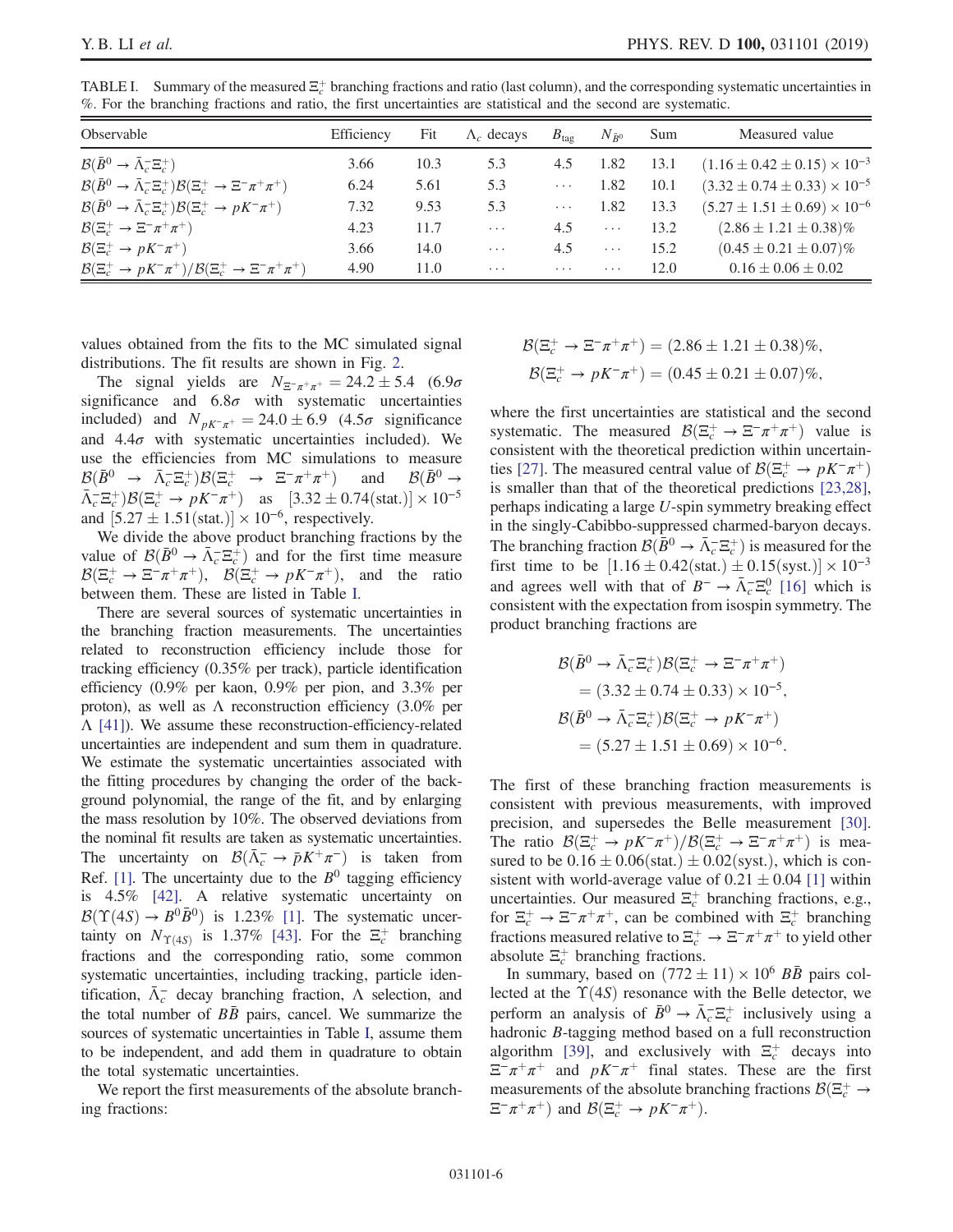TABLE I. Summary of the measured $\Xi_c^+$ branching fractions and ratio (last column), and the corresponding systematic uncertainties in %. For the branching fractions and ratio, the first uncertainties are statistical and the second are systematic.

| Observable | Efficiency | Fit | $\Lambda_c$ decays | $B_{\text{tag}}$ | $N_{\bar{B}^0}$ | Sum | Measured value |
|---|---|---|---|---|---|---|---|
| $\mathcal{B}(\bar{B}^0 \to \bar{\Lambda}_c^- \Xi_c^+)$ | 3.66 | 10.3 | 5.3 | 4.5 | 1.82 | 13.1 | $(1.16 \pm 0.42 \pm 0.15) \times 10^{-3}$ |
| $\mathcal{B}(\bar{B}^0 \to \bar{\Lambda}_c^- \Xi_c^+)\mathcal{B}(\Xi_c^+ \to \Xi^-\pi^+\pi^+)$ | 6.24 | 5.61 | 5.3 | $\cdots$ | 1.82 | 10.1 | $(3.32 \pm 0.74 \pm 0.33) \times 10^{-5}$ |
| $\mathcal{B}(\bar{B}^0 \to \bar{\Lambda}_c^- \Xi_c^+)\mathcal{B}(\Xi_c^+ \to pK^-\pi^+)$ | 7.32 | 9.53 | 5.3 | $\cdots$ | 1.82 | 13.3 | $(5.27 \pm 1.51 \pm 0.69) \times 10^{-6}$ |
| $\mathcal{B}(\Xi_c^+ \to \Xi^-\pi^+\pi^+)$ | 4.23 | 11.7 | $\cdots$ | 4.5 | $\cdots$ | 13.2 | $(2.86 \pm 1.21 \pm 0.38)\%$ |
| $\mathcal{B}(\Xi_c^+ \to pK^-\pi^+)$ | 3.66 | 14.0 | $\cdots$ | 4.5 | $\cdots$ | 15.2 | $(0.45 \pm 0.21 \pm 0.07)\%$ |
| $\mathcal{B}(\Xi_c^+ \to pK^-\pi^+)/\mathcal{B}(\Xi_c^+ \to \Xi^-\pi^+\pi^+)$ | 4.90 | 11.0 | $\cdots$ | $\cdots$ | $\cdots$ | 12.0 | $0.16 \pm 0.06 \pm 0.02$ |

values obtained from the fits to the MC simulated signal distributions. The fit results are shown in Fig. 2.

The signal yields are $N_{\Xi^-\pi^+\pi^+} = 24.2 \pm 5.4$ ($6.9\sigma$ significance and $6.8\sigma$ with systematic uncertainties included) and $N_{pK^-\pi^+} = 24.0 \pm 6.9$ ($4.5\sigma$ significance and $4.4\sigma$ with systematic uncertainties included). We use the efficiencies from MC simulations to measure $\mathcal{B}(\bar{B}^0 \to \bar{\Lambda}_c^- \Xi_c^+)\mathcal{B}(\Xi_c^+ \to \Xi^-\pi^+\pi^+)$ and $\mathcal{B}(\bar{B}^0 \to \bar{\Lambda}_c^- \Xi_c^+)\mathcal{B}(\Xi_c^+ \to pK^-\pi^+)$ as $[3.32 \pm 0.74(\text{stat.})] \times 10^{-5}$ and $[5.27 \pm 1.51(\text{stat.})] \times 10^{-6}$, respectively.

We divide the above product branching fractions by the value of $\mathcal{B}(\bar{B}^0 \to \bar{\Lambda}_c^- \Xi_c^+)$ and for the first time measure $\mathcal{B}(\Xi_c^+ \to \Xi^-\pi^+\pi^+)$, $\mathcal{B}(\Xi_c^+ \to pK^-\pi^+)$, and the ratio between them. These are listed in Table I.

There are several sources of systematic uncertainties in the branching fraction measurements. The uncertainties related to reconstruction efficiency include those for tracking efficiency (0.35% per track), particle identification efficiency (0.9% per kaon, 0.9% per pion, and 3.3% per proton), as well as $\Lambda$ reconstruction efficiency (3.0% per $\Lambda$ [41]). We assume these reconstruction-efficiency-related uncertainties are independent and sum them in quadrature. We estimate the systematic uncertainties associated with the fitting procedures by changing the order of the background polynomial, the range of the fit, and by enlarging the mass resolution by 10%. The observed deviations from the nominal fit results are taken as systematic uncertainties. The uncertainty on $\mathcal{B}(\bar{\Lambda}_c^- \to \bar{p}K^+\pi^-)$ is taken from Ref. [1]. The uncertainty due to the $B^0$ tagging efficiency is 4.5% [42]. A relative systematic uncertainty on $\mathcal{B}(\Upsilon(4S) \to B^0\bar{B}^0)$ is 1.23% [1]. The systematic uncertainty on $N_{\Upsilon(4S)}$ is 1.37% [43]. For the $\Xi_c^+$ branching fractions and the corresponding ratio, some common systematic uncertainties, including tracking, particle identification, $\bar{\Lambda}_c^-$ decay branching fraction, $\Lambda$ selection, and the total number of $B\bar{B}$ pairs, cancel. We summarize the sources of systematic uncertainties in Table I, assume them to be independent, and add them in quadrature to obtain the total systematic uncertainties.

We report the first measurements of the absolute branching fractions:

$$\mathcal{B}(\Xi_c^+ \to \Xi^-\pi^+\pi^+) = (2.86 \pm 1.21 \pm 0.38)\%,$$
$$\mathcal{B}(\Xi_c^+ \to pK^-\pi^+) = (0.45 \pm 0.21 \pm 0.07)\%,$$

where the first uncertainties are statistical and the second systematic. The measured $\mathcal{B}(\Xi_c^+ \to \Xi^-\pi^+\pi^+)$ value is consistent with the theoretical prediction within uncertainties [27]. The measured central value of $\mathcal{B}(\Xi_c^+ \to pK^-\pi^+)$ is smaller than that of the theoretical predictions [23,28], perhaps indicating a large $U$-spin symmetry breaking effect in the singly-Cabibbo-suppressed charmed-baryon decays. The branching fraction $\mathcal{B}(\bar{B}^0 \to \bar{\Lambda}_c^- \Xi_c^+)$ is measured for the first time to be $[1.16 \pm 0.42(\text{stat.}) \pm 0.15(\text{syst.})] \times 10^{-3}$ and agrees well with that of $B^- \to \bar{\Lambda}_c^- \Xi_c^0$ [16] which is consistent with the expectation from isospin symmetry. The product branching fractions are

$$\mathcal{B}(\bar{B}^0 \to \bar{\Lambda}_c^- \Xi_c^+)\mathcal{B}(\Xi_c^+ \to \Xi^-\pi^+\pi^+) = (3.32 \pm 0.74 \pm 0.33) \times 10^{-5},$$
$$\mathcal{B}(\bar{B}^0 \to \bar{\Lambda}_c^- \Xi_c^+)\mathcal{B}(\Xi_c^+ \to pK^-\pi^+) = (5.27 \pm 1.51 \pm 0.69) \times 10^{-6}.$$

The first of these branching fraction measurements is consistent with previous measurements, with improved precision, and supersedes the Belle measurement [30]. The ratio $\mathcal{B}(\Xi_c^+ \to pK^-\pi^+)/\mathcal{B}(\Xi_c^+ \to \Xi^-\pi^+\pi^+)$ is measured to be $0.16 \pm 0.06(\text{stat.}) \pm 0.02(\text{syst.})$, which is consistent with world-average value of $0.21 \pm 0.04$ [1] within uncertainties. Our measured $\Xi_c^+$ branching fractions, e.g., for $\Xi_c^+ \to \Xi^-\pi^+\pi^+$, can be combined with $\Xi_c^+$ branching fractions measured relative to $\Xi_c^+ \to \Xi^-\pi^+\pi^+$ to yield other absolute $\Xi_c^+$ branching fractions.

In summary, based on $(772 \pm 11) \times 10^6$ $B\bar{B}$ pairs collected at the $\Upsilon(4S)$ resonance with the Belle detector, we perform an analysis of $\bar{B}^0 \to \bar{\Lambda}_c^- \Xi_c^+$ inclusively using a hadronic $B$-tagging method based on a full reconstruction algorithm [39], and exclusively with $\Xi_c^+$ decays into $\Xi^-\pi^+\pi^+$ and $pK^-\pi^+$ final states. These are the first measurements of the absolute branching fractions $\mathcal{B}(\Xi_c^+ \to \Xi^-\pi^+\pi^+)$ and $\mathcal{B}(\Xi_c^+ \to pK^-\pi^+)$.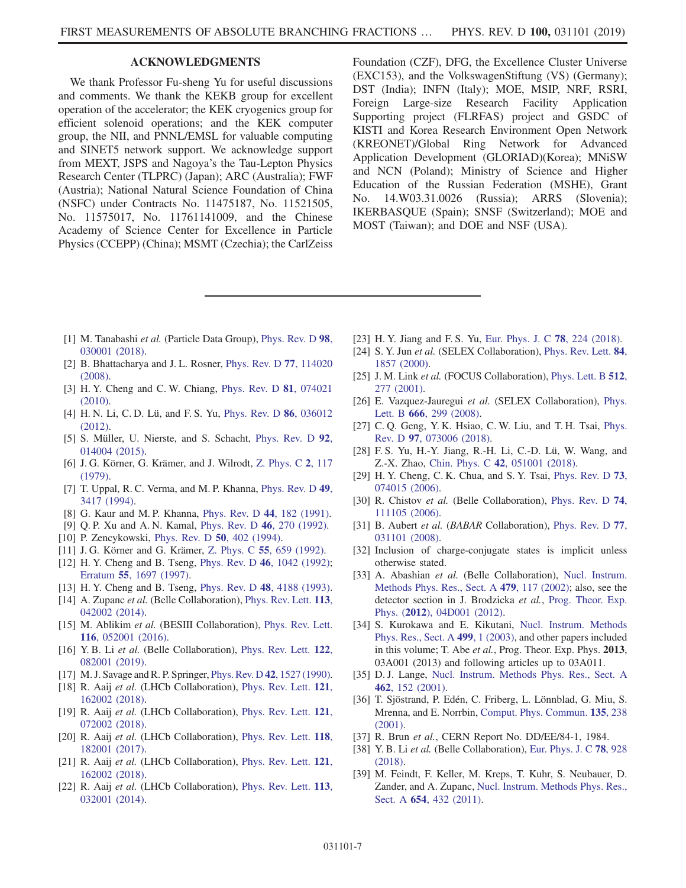## ACKNOWLEDGMENTS

We thank Professor Fu-sheng Yu for useful discussions and comments. We thank the KEKB group for excellent operation of the accelerator; the KEK cryogenics group for efficient solenoid operations; and the KEK computer group, the NII, and PNNL/EMSL for valuable computing and SINET5 network support. We acknowledge support from MEXT, JSPS and Nagoya's the Tau-Lepton Physics Research Center (TLPRC) (Japan); ARC (Australia); FWF (Austria); National Natural Science Foundation of China (NSFC) under Contracts No. 11475187, No. 11521505, No. 11575017, No. 11761141009, and the Chinese Academy of Science Center for Excellence in Particle Physics (CCEPP) (China); MSMT (Czechia); the CarlZeiss Foundation (CZF), DFG, the Excellence Cluster Universe (EXC153), and the VolkswagenStiftung (VS) (Germany); DST (India); INFN (Italy); MOE, MSIP, NRF, RSRI, Foreign Large-size Research Facility Application Supporting project (FLRFAS) project and GSDC of KISTI and Korea Research Environment Open Network (KREONET)/Global Ring Network for Advanced Application Development (GLORIAD)(Korea); MNiSW and NCN (Poland); Ministry of Science and Higher Education of the Russian Federation (MSHE), Grant No. 14.W03.31.0026 (Russia); ARRS (Slovenia); IKERBASQUE (Spain); SNSF (Switzerland); MOE and MOST (Taiwan); and DOE and NSF (USA).

---

[1] M. Tanabashi *et al.* (Particle Data Group), Phys. Rev. D **98**, 030001 (2018).

[2] B. Bhattacharya and J. L. Rosner, Phys. Rev. D **77**, 114020 (2008).

[3] H. Y. Cheng and C. W. Chiang, Phys. Rev. D **81**, 074021 (2010).

[4] H. N. Li, C. D. Lü, and F. S. Yu, Phys. Rev. D **86**, 036012 (2012).

[5] S. Müller, U. Nierste, and S. Schacht, Phys. Rev. D **92**, 014004 (2015).

[6] J. G. Körner, G. Krämer, and J. Wilrodt, Z. Phys. C **2**, 117 (1979).

[7] T. Uppal, R. C. Verma, and M. P. Khanna, Phys. Rev. D **49**, 3417 (1994).

[8] G. Kaur and M. P. Khanna, Phys. Rev. D **44**, 182 (1991).

[9] Q. P. Xu and A. N. Kamal, Phys. Rev. D **46**, 270 (1992).

[10] P. Zencykowski, Phys. Rev. D **50**, 402 (1994).

[11] J. G. Körner and G. Krämer, Z. Phys. C **55**, 659 (1992).

[12] H. Y. Cheng and B. Tseng, Phys. Rev. D **46**, 1042 (1992); Erratum **55**, 1697 (1997).

[13] H. Y. Cheng and B. Tseng, Phys. Rev. D **48**, 4188 (1993).

[14] A. Zupanc *et al.* (Belle Collaboration), Phys. Rev. Lett. **113**, 042002 (2014).

[15] M. Ablikim *et al.* (BESIII Collaboration), Phys. Rev. Lett. **116**, 052001 (2016).

[16] Y. B. Li *et al.* (Belle Collaboration), Phys. Rev. Lett. **122**, 082001 (2019).

[17] M. J. Savage and R. P. Springer, Phys. Rev. D **42**, 1527 (1990).

[18] R. Aaij *et al.* (LHCb Collaboration), Phys. Rev. Lett. **121**, 162002 (2018).

[19] R. Aaij *et al.* (LHCb Collaboration), Phys. Rev. Lett. **121**, 072002 (2018).

[20] R. Aaij *et al.* (LHCb Collaboration), Phys. Rev. Lett. **118**, 182001 (2017).

[21] R. Aaij *et al.* (LHCb Collaboration), Phys. Rev. Lett. **121**, 162002 (2018).

[22] R. Aaij *et al.* (LHCb Collaboration), Phys. Rev. Lett. **113**, 032001 (2014).

[23] H. Y. Jiang and F. S. Yu, Eur. Phys. J. C **78**, 224 (2018).

[24] S. Y. Jun *et al.* (SELEX Collaboration), Phys. Rev. Lett. **84**, 1857 (2000).

[25] J. M. Link *et al.* (FOCUS Collaboration), Phys. Lett. B **512**, 277 (2001).

[26] E. Vazquez-Jauregui *et al.* (SELEX Collaboration), Phys. Lett. B **666**, 299 (2008).

[27] C. Q. Geng, Y. K. Hsiao, C. W. Liu, and T. H. Tsai, Phys. Rev. D **97**, 073006 (2018).

[28] F. S. Yu, H.-Y. Jiang, R.-H. Li, C.-D. Lü, W. Wang, and Z.-X. Zhao, Chin. Phys. C **42**, 051001 (2018).

[29] H. Y. Cheng, C. K. Chua, and S. Y. Tsai, Phys. Rev. D **73**, 074015 (2006).

[30] R. Chistov *et al.* (Belle Collaboration), Phys. Rev. D **74**, 111105 (2006).

[31] B. Aubert *et al.* (*BABAR* Collaboration), Phys. Rev. D **77**, 031101 (2008).

[32] Inclusion of charge-conjugate states is implicit unless otherwise stated.

[33] A. Abashian *et al.* (Belle Collaboration), Nucl. Instrum. Methods Phys. Res., Sect. A **479**, 117 (2002); also, see the detector section in J. Brodzicka *et al.*, Prog. Theor. Exp. Phys. (**2012**), 04D001 (2012).

[34] S. Kurokawa and E. Kikutani, Nucl. Instrum. Methods Phys. Res., Sect. A **499**, 1 (2003), and other papers included in this volume; T. Abe *et al.*, Prog. Theor. Exp. Phys. **2013**, 03A001 (2013) and following articles up to 03A011.

[35] D. J. Lange, Nucl. Instrum. Methods Phys. Res., Sect. A **462**, 152 (2001).

[36] T. Sjöstrand, P. Edén, C. Friberg, L. Lönnblad, G. Miu, S. Mrenna, and E. Norrbin, Comput. Phys. Commun. **135**, 238 (2001).

[37] R. Brun *et al.*, CERN Report No. DD/EE/84-1, 1984.

[38] Y. B. Li *et al.* (Belle Collaboration), Eur. Phys. J. C **78**, 928 (2018).

[39] M. Feindt, F. Keller, M. Kreps, T. Kuhr, S. Neubauer, D. Zander, and A. Zupanc, Nucl. Instrum. Methods Phys. Res., Sect. A **654**, 432 (2011).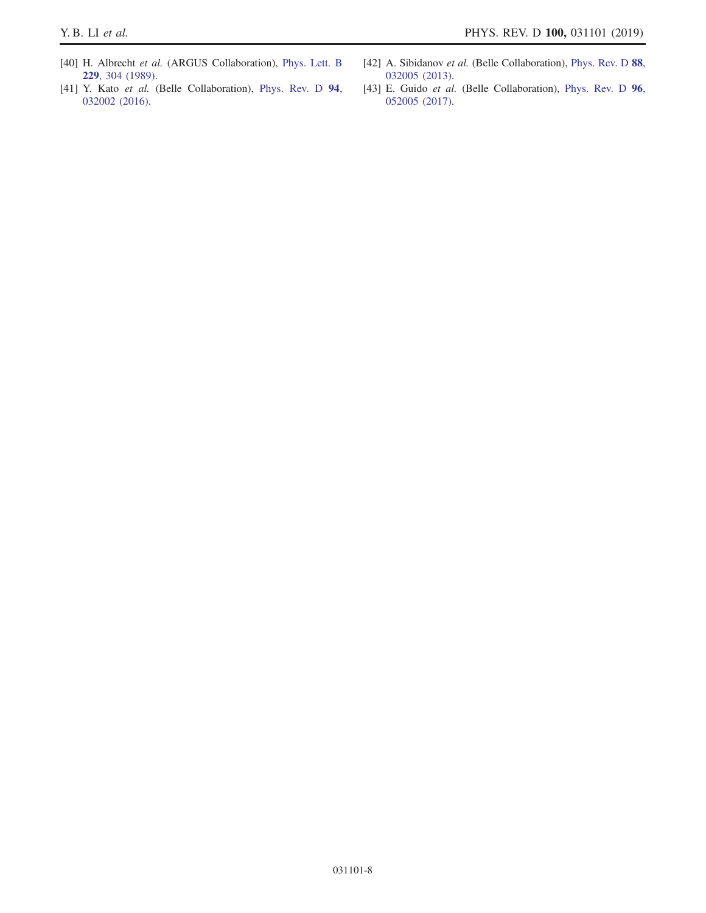[40] H. Albrecht *et al.* (ARGUS Collaboration), Phys. Lett. B **229**, 304 (1989).

[41] Y. Kato *et al.* (Belle Collaboration), Phys. Rev. D **94**, 032002 (2016).

[42] A. Sibidanov *et al.* (Belle Collaboration), Phys. Rev. D **88**, 032005 (2013).

[43] E. Guido *et al.* (Belle Collaboration), Phys. Rev. D **96**, 052005 (2017).